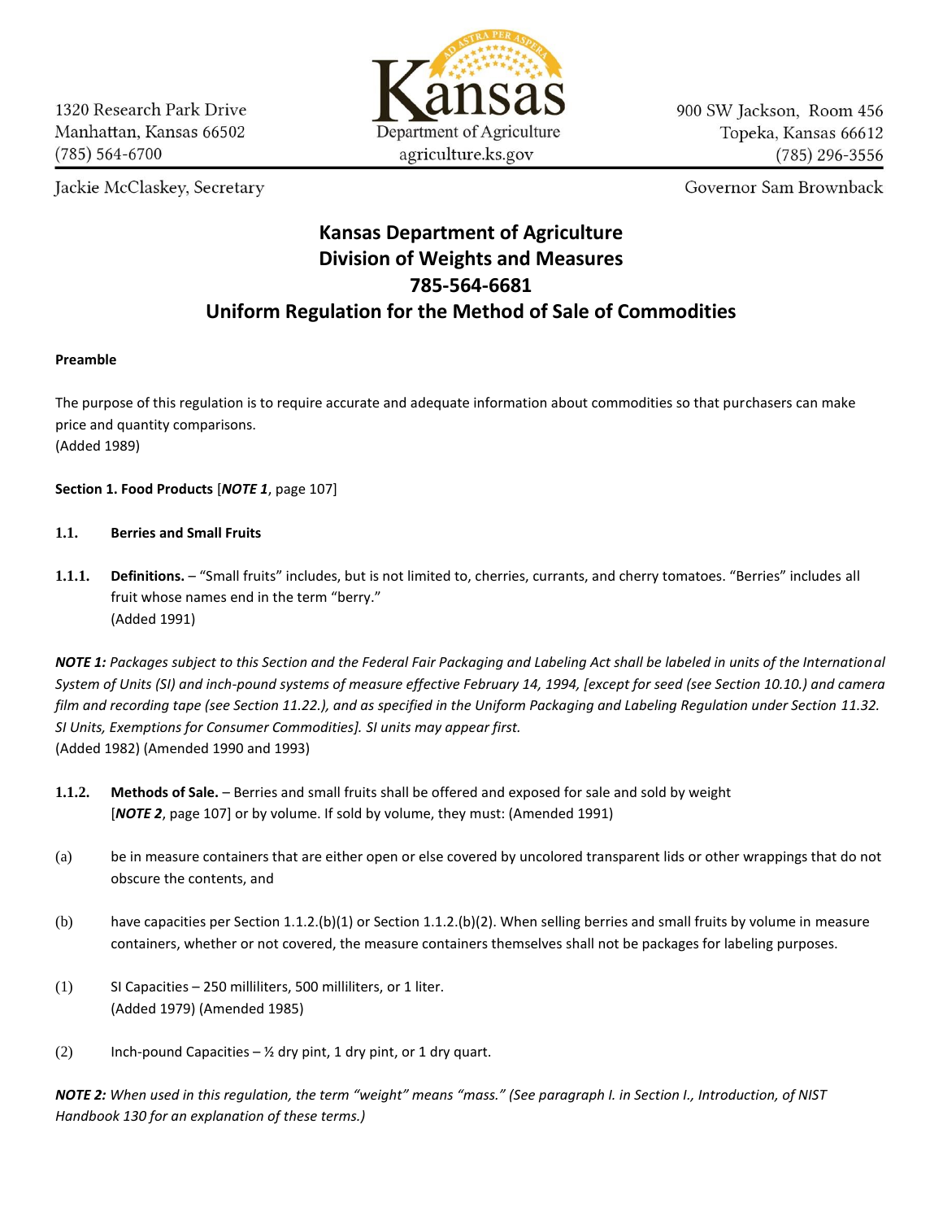1320 Research Park Drive
Manhattan, Kansas 66502
(785) 564-6700

Kansas Department of Agriculture
agriculture.ks.gov

900 SW Jackson, Room 456
Topeka, Kansas 66612
(785) 296-3556

Jackie McClaskey, Secretary

Governor Sam Brownback

# Kansas Department of Agriculture
# Division of Weights and Measures
# 785-564-6681
# Uniform Regulation for the Method of Sale of Commodities

**Preamble**

The purpose of this regulation is to require accurate and adequate information about commodities so that purchasers can make price and quantity comparisons.
(Added 1989)

**Section 1. Food Products** [***NOTE 1***, page 107]

**1.1. Berries and Small Fruits**

**1.1.1. Definitions.** – "Small fruits" includes, but is not limited to, cherries, currants, and cherry tomatoes. "Berries" includes all fruit whose names end in the term "berry."
(Added 1991)

***NOTE 1:*** *Packages subject to this Section and the Federal Fair Packaging and Labeling Act shall be labeled in units of the International System of Units (SI) and inch-pound systems of measure effective February 14, 1994, [except for seed (see Section 10.10.) and camera film and recording tape (see Section 11.22.), and as specified in the Uniform Packaging and Labeling Regulation under Section 11.32. SI Units, Exemptions for Consumer Commodities]. SI units may appear first.*
(Added 1982) (Amended 1990 and 1993)

**1.1.2. Methods of Sale.** – Berries and small fruits shall be offered and exposed for sale and sold by weight [***NOTE 2***, page 107] or by volume. If sold by volume, they must: (Amended 1991)

(a) be in measure containers that are either open or else covered by uncolored transparent lids or other wrappings that do not obscure the contents, and

(b) have capacities per Section 1.1.2.(b)(1) or Section 1.1.2.(b)(2). When selling berries and small fruits by volume in measure containers, whether or not covered, the measure containers themselves shall not be packages for labeling purposes.

(1) SI Capacities – 250 milliliters, 500 milliliters, or 1 liter.
(Added 1979) (Amended 1985)

(2) Inch-pound Capacities – ½ dry pint, 1 dry pint, or 1 dry quart.

***NOTE 2:*** *When used in this regulation, the term "weight" means "mass." (See paragraph I. in Section I., Introduction, of NIST Handbook 130 for an explanation of these terms.)*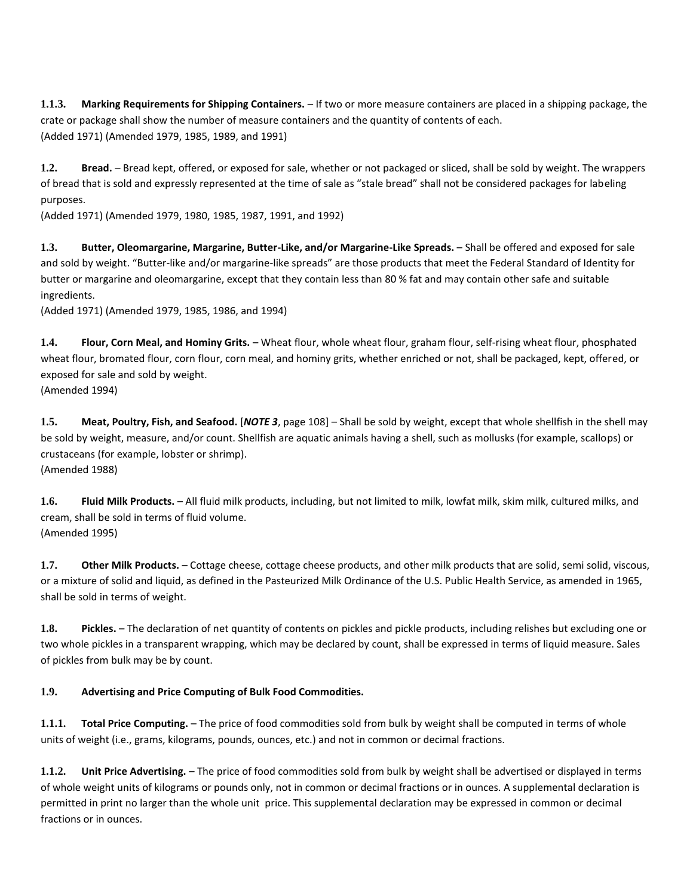**1.1.3. Marking Requirements for Shipping Containers.** – If two or more measure containers are placed in a shipping package, the crate or package shall show the number of measure containers and the quantity of contents of each.
(Added 1971) (Amended 1979, 1985, 1989, and 1991)

**1.2. Bread.** – Bread kept, offered, or exposed for sale, whether or not packaged or sliced, shall be sold by weight. The wrappers of bread that is sold and expressly represented at the time of sale as "stale bread" shall not be considered packages for labeling purposes.
(Added 1971) (Amended 1979, 1980, 1985, 1987, 1991, and 1992)

**1.3. Butter, Oleomargarine, Margarine, Butter-Like, and/or Margarine-Like Spreads.** – Shall be offered and exposed for sale and sold by weight. "Butter-like and/or margarine-like spreads" are those products that meet the Federal Standard of Identity for butter or margarine and oleomargarine, except that they contain less than 80 % fat and may contain other safe and suitable ingredients.
(Added 1971) (Amended 1979, 1985, 1986, and 1994)

**1.4. Flour, Corn Meal, and Hominy Grits.** – Wheat flour, whole wheat flour, graham flour, self-rising wheat flour, phosphated wheat flour, bromated flour, corn flour, corn meal, and hominy grits, whether enriched or not, shall be packaged, kept, offered, or exposed for sale and sold by weight.
(Amended 1994)

**1.5. Meat, Poultry, Fish, and Seafood.** [***NOTE 3***, page 108] – Shall be sold by weight, except that whole shellfish in the shell may be sold by weight, measure, and/or count. Shellfish are aquatic animals having a shell, such as mollusks (for example, scallops) or crustaceans (for example, lobster or shrimp).
(Amended 1988)

**1.6. Fluid Milk Products.** – All fluid milk products, including, but not limited to milk, lowfat milk, skim milk, cultured milks, and cream, shall be sold in terms of fluid volume.
(Amended 1995)

**1.7. Other Milk Products.** – Cottage cheese, cottage cheese products, and other milk products that are solid, semi solid, viscous, or a mixture of solid and liquid, as defined in the Pasteurized Milk Ordinance of the U.S. Public Health Service, as amended in 1965, shall be sold in terms of weight.

**1.8. Pickles.** – The declaration of net quantity of contents on pickles and pickle products, including relishes but excluding one or two whole pickles in a transparent wrapping, which may be declared by count, shall be expressed in terms of liquid measure. Sales of pickles from bulk may be by count.

**1.9. Advertising and Price Computing of Bulk Food Commodities.**

**1.1.1. Total Price Computing.** – The price of food commodities sold from bulk by weight shall be computed in terms of whole units of weight (i.e., grams, kilograms, pounds, ounces, etc.) and not in common or decimal fractions.

**1.1.2. Unit Price Advertising.** – The price of food commodities sold from bulk by weight shall be advertised or displayed in terms of whole weight units of kilograms or pounds only, not in common or decimal fractions or in ounces. A supplemental declaration is permitted in print no larger than the whole unit price. This supplemental declaration may be expressed in common or decimal fractions or in ounces.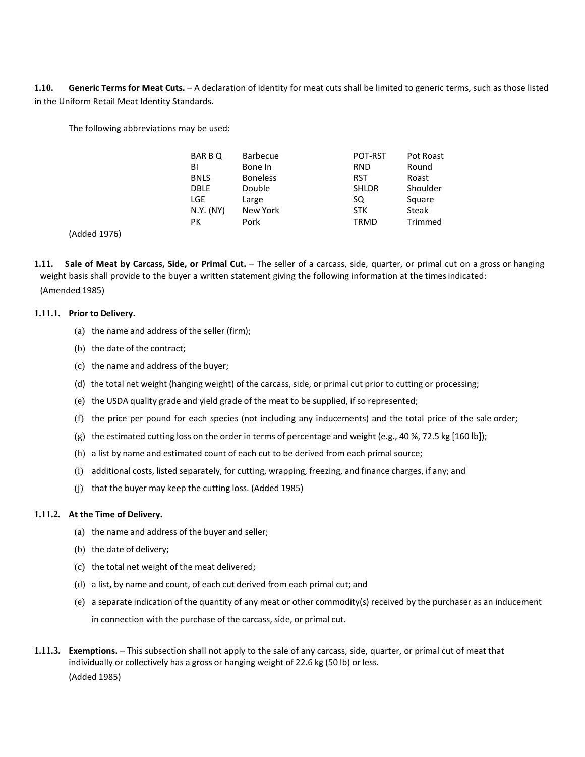**1.10. Generic Terms for Meat Cuts.** – A declaration of identity for meat cuts shall be limited to generic terms, such as those listed in the Uniform Retail Meat Identity Standards.

The following abbreviations may be used:

| | | | |
|---|---|---|---|
| BAR B Q | Barbecue | POT-RST | Pot Roast |
| BI | Bone In | RND | Round |
| BNLS | Boneless | RST | Roast |
| DBLE | Double | SHLDR | Shoulder |
| LGE | Large | SQ | Square |
| N.Y. (NY) | New York | STK | Steak |
| PK | Pork | TRMD | Trimmed |

(Added 1976)

**1.11. Sale of Meat by Carcass, Side, or Primal Cut.** – The seller of a carcass, side, quarter, or primal cut on a gross or hanging weight basis shall provide to the buyer a written statement giving the following information at the times indicated:
(Amended 1985)

**1.11.1. Prior to Delivery.**

(a) the name and address of the seller (firm);

(b) the date of the contract;

(c) the name and address of the buyer;

(d) the total net weight (hanging weight) of the carcass, side, or primal cut prior to cutting or processing;

(e) the USDA quality grade and yield grade of the meat to be supplied, if so represented;

(f) the price per pound for each species (not including any inducements) and the total price of the sale order;

(g) the estimated cutting loss on the order in terms of percentage and weight (e.g., 40 %, 72.5 kg [160 lb]);

(h) a list by name and estimated count of each cut to be derived from each primal source;

(i) additional costs, listed separately, for cutting, wrapping, freezing, and finance charges, if any; and

(j) that the buyer may keep the cutting loss. (Added 1985)

**1.11.2. At the Time of Delivery.**

(a) the name and address of the buyer and seller;

(b) the date of delivery;

(c) the total net weight of the meat delivered;

(d) a list, by name and count, of each cut derived from each primal cut; and

(e) a separate indication of the quantity of any meat or other commodity(s) received by the purchaser as an inducement in connection with the purchase of the carcass, side, or primal cut.

**1.11.3. Exemptions.** – This subsection shall not apply to the sale of any carcass, side, quarter, or primal cut of meat that individually or collectively has a gross or hanging weight of 22.6 kg (50 lb) or less.
(Added 1985)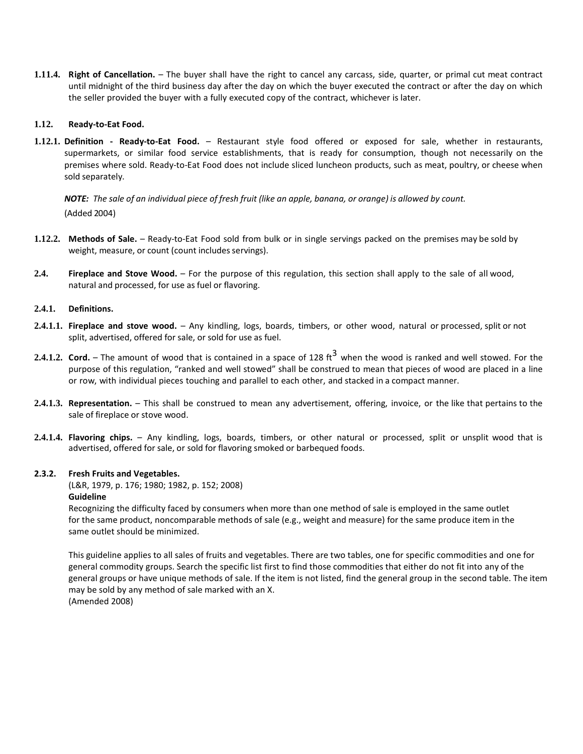**1.11.4. Right of Cancellation.** – The buyer shall have the right to cancel any carcass, side, quarter, or primal cut meat contract until midnight of the third business day after the day on which the buyer executed the contract or after the day on which the seller provided the buyer with a fully executed copy of the contract, whichever is later.

**1.12. Ready-to-Eat Food.**

**1.12.1. Definition - Ready-to-Eat Food.** – Restaurant style food offered or exposed for sale, whether in restaurants, supermarkets, or similar food service establishments, that is ready for consumption, though not necessarily on the premises where sold. Ready-to-Eat Food does not include sliced luncheon products, such as meat, poultry, or cheese when sold separately.

***NOTE:** The sale of an individual piece of fresh fruit (like an apple, banana, or orange) is allowed by count.*

(Added 2004)

**1.12.2. Methods of Sale.** – Ready-to-Eat Food sold from bulk or in single servings packed on the premises may be sold by weight, measure, or count (count includes servings).

**2.4. Fireplace and Stove Wood.** – For the purpose of this regulation, this section shall apply to the sale of all wood, natural and processed, for use as fuel or flavoring.

**2.4.1. Definitions.**

**2.4.1.1. Fireplace and stove wood.** – Any kindling, logs, boards, timbers, or other wood, natural or processed, split or not split, advertised, offered for sale, or sold for use as fuel.

**2.4.1.2. Cord.** – The amount of wood that is contained in a space of 128 $ft^3$ when the wood is ranked and well stowed. For the purpose of this regulation, "ranked and well stowed" shall be construed to mean that pieces of wood are placed in a line or row, with individual pieces touching and parallel to each other, and stacked in a compact manner.

**2.4.1.3. Representation.** – This shall be construed to mean any advertisement, offering, invoice, or the like that pertains to the sale of fireplace or stove wood.

**2.4.1.4. Flavoring chips.** – Any kindling, logs, boards, timbers, or other natural or processed, split or unsplit wood that is advertised, offered for sale, or sold for flavoring smoked or barbequed foods.

**2.3.2. Fresh Fruits and Vegetables.**

(L&R, 1979, p. 176; 1980; 1982, p. 152; 2008)

**Guideline**

Recognizing the difficulty faced by consumers when more than one method of sale is employed in the same outlet for the same product, noncomparable methods of sale (e.g., weight and measure) for the same produce item in the same outlet should be minimized.

This guideline applies to all sales of fruits and vegetables. There are two tables, one for specific commodities and one for general commodity groups. Search the specific list first to find those commodities that either do not fit into any of the general groups or have unique methods of sale. If the item is not listed, find the general group in the second table. The item may be sold by any method of sale marked with an X.

(Amended 2008)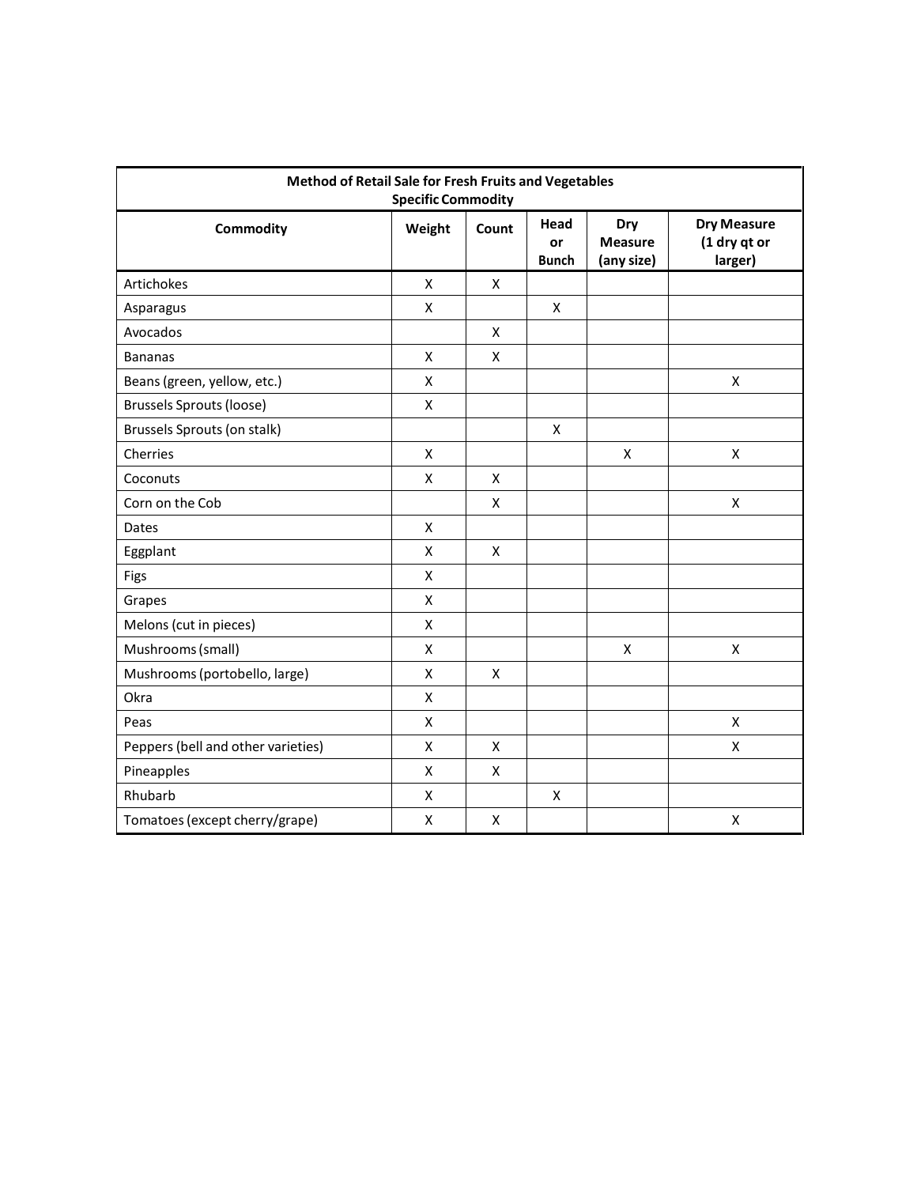| Method of Retail Sale for Fresh Fruits and Vegetables<br>Specific Commodity | | | | | |
|---|---|---|---|---|---|
| **Commodity** | **Weight** | **Count** | **Head or Bunch** | **Dry Measure (any size)** | **Dry Measure (1 dry qt or larger)** |
| Artichokes | X | X | | | |
| Asparagus | X | | X | | |
| Avocados | | X | | | |
| Bananas | X | X | | | |
| Beans (green, yellow, etc.) | X | | | | X |
| Brussels Sprouts (loose) | X | | | | |
| Brussels Sprouts (on stalk) | | | X | | |
| Cherries | X | | | X | X |
| Coconuts | X | X | | | |
| Corn on the Cob | | X | | | X |
| Dates | X | | | | |
| Eggplant | X | X | | | |
| Figs | X | | | | |
| Grapes | X | | | | |
| Melons (cut in pieces) | X | | | | |
| Mushrooms (small) | X | | | X | X |
| Mushrooms (portobello, large) | X | X | | | |
| Okra | X | | | | |
| Peas | X | | | | X |
| Peppers (bell and other varieties) | X | X | | | X |
| Pineapples | X | X | | | |
| Rhubarb | X | | X | | |
| Tomatoes (except cherry/grape) | X | X | | | X |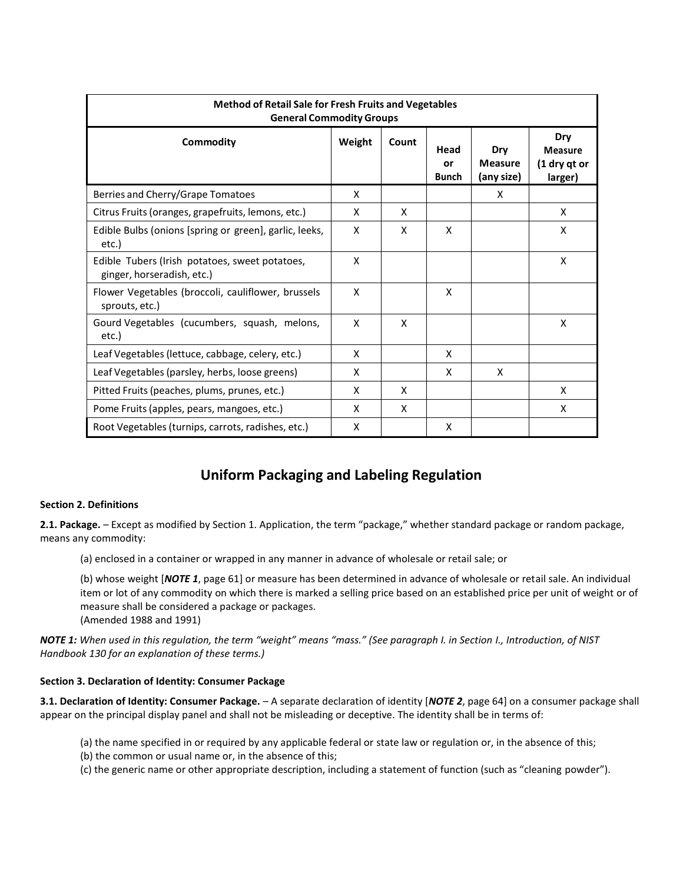| Method of Retail Sale for Fresh Fruits and Vegetables General Commodity Groups | | | | | |
|---|---|---|---|---|---|
| **Commodity** | **Weight** | **Count** | **Head or Bunch** | **Dry Measure (any size)** | **Dry Measure (1 dry qt or larger)** |
| Berries and Cherry/Grape Tomatoes | X | | | X | |
| Citrus Fruits (oranges, grapefruits, lemons, etc.) | X | X | | | X |
| Edible Bulbs (onions [spring or green], garlic, leeks, etc.) | X | X | X | | X |
| Edible Tubers (Irish potatoes, sweet potatoes, ginger, horseradish, etc.) | X | | | | X |
| Flower Vegetables (broccoli, cauliflower, brussels sprouts, etc.) | X | | X | | |
| Gourd Vegetables (cucumbers, squash, melons, etc.) | X | X | | | X |
| Leaf Vegetables (lettuce, cabbage, celery, etc.) | X | | X | | |
| Leaf Vegetables (parsley, herbs, loose greens) | X | | X | X | |
| Pitted Fruits (peaches, plums, prunes, etc.) | X | X | | | X |
| Pome Fruits (apples, pears, mangoes, etc.) | X | X | | | X |
| Root Vegetables (turnips, carrots, radishes, etc.) | X | | X | | |

## Uniform Packaging and Labeling Regulation

**Section 2. Definitions**

**2.1. Package.** – Except as modified by Section 1. Application, the term "package," whether standard package or random package, means any commodity:

(a) enclosed in a container or wrapped in any manner in advance of wholesale or retail sale; or

(b) whose weight [***NOTE 1***, page 61] or measure has been determined in advance of wholesale or retail sale. An individual item or lot of any commodity on which there is marked a selling price based on an established price per unit of weight or of measure shall be considered a package or packages.
(Amended 1988 and 1991)

***NOTE 1:*** *When used in this regulation, the term "weight" means "mass." (See paragraph I. in Section I., Introduction, of NIST Handbook 130 for an explanation of these terms.)*

**Section 3. Declaration of Identity: Consumer Package**

**3.1. Declaration of Identity: Consumer Package.** – A separate declaration of identity [***NOTE 2***, page 64] on a consumer package shall appear on the principal display panel and shall not be misleading or deceptive. The identity shall be in terms of:

(a) the name specified in or required by any applicable federal or state law or regulation or, in the absence of this;
(b) the common or usual name or, in the absence of this;
(c) the generic name or other appropriate description, including a statement of function (such as "cleaning powder").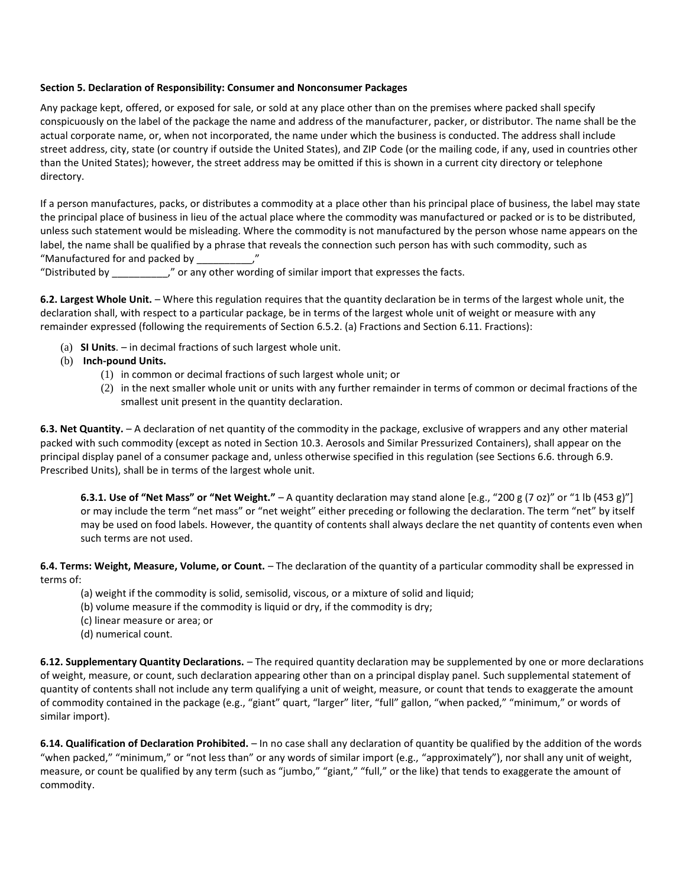**Section 5. Declaration of Responsibility: Consumer and Nonconsumer Packages**

Any package kept, offered, or exposed for sale, or sold at any place other than on the premises where packed shall specify conspicuously on the label of the package the name and address of the manufacturer, packer, or distributor. The name shall be the actual corporate name, or, when not incorporated, the name under which the business is conducted. The address shall include street address, city, state (or country if outside the United States), and ZIP Code (or the mailing code, if any, used in countries other than the United States); however, the street address may be omitted if this is shown in a current city directory or telephone directory.

If a person manufactures, packs, or distributes a commodity at a place other than his principal place of business, the label may state the principal place of business in lieu of the actual place where the commodity was manufactured or packed or is to be distributed, unless such statement would be misleading. Where the commodity is not manufactured by the person whose name appears on the label, the name shall be qualified by a phrase that reveals the connection such person has with such commodity, such as "Manufactured for and packed by __________,"
"Distributed by __________," or any other wording of similar import that expresses the facts.

**6.2. Largest Whole Unit.** – Where this regulation requires that the quantity declaration be in terms of the largest whole unit, the declaration shall, with respect to a particular package, be in terms of the largest whole unit of weight or measure with any remainder expressed (following the requirements of Section 6.5.2. (a) Fractions and Section 6.11. Fractions):

(a) **SI Units**. – in decimal fractions of such largest whole unit.
(b) **Inch-pound Units.**
  (1) in common or decimal fractions of such largest whole unit; or
  (2) in the next smaller whole unit or units with any further remainder in terms of common or decimal fractions of the smallest unit present in the quantity declaration.

**6.3. Net Quantity.** – A declaration of net quantity of the commodity in the package, exclusive of wrappers and any other material packed with such commodity (except as noted in Section 10.3. Aerosols and Similar Pressurized Containers), shall appear on the principal display panel of a consumer package and, unless otherwise specified in this regulation (see Sections 6.6. through 6.9. Prescribed Units), shall be in terms of the largest whole unit.

> **6.3.1. Use of "Net Mass" or "Net Weight."** – A quantity declaration may stand alone [e.g., "200 g (7 oz)" or "1 lb (453 g)"] or may include the term "net mass" or "net weight" either preceding or following the declaration. The term "net" by itself may be used on food labels. However, the quantity of contents shall always declare the net quantity of contents even when such terms are not used.

**6.4. Terms: Weight, Measure, Volume, or Count.** – The declaration of the quantity of a particular commodity shall be expressed in terms of:

(a) weight if the commodity is solid, semisolid, viscous, or a mixture of solid and liquid;
(b) volume measure if the commodity is liquid or dry, if the commodity is dry;
(c) linear measure or area; or
(d) numerical count.

**6.12. Supplementary Quantity Declarations.** – The required quantity declaration may be supplemented by one or more declarations of weight, measure, or count, such declaration appearing other than on a principal display panel. Such supplemental statement of quantity of contents shall not include any term qualifying a unit of weight, measure, or count that tends to exaggerate the amount of commodity contained in the package (e.g., "giant" quart, "larger" liter, "full" gallon, "when packed," "minimum," or words of similar import).

**6.14. Qualification of Declaration Prohibited.** – In no case shall any declaration of quantity be qualified by the addition of the words "when packed," "minimum," or "not less than" or any words of similar import (e.g., "approximately"), nor shall any unit of weight, measure, or count be qualified by any term (such as "jumbo," "giant," "full," or the like) that tends to exaggerate the amount of commodity.